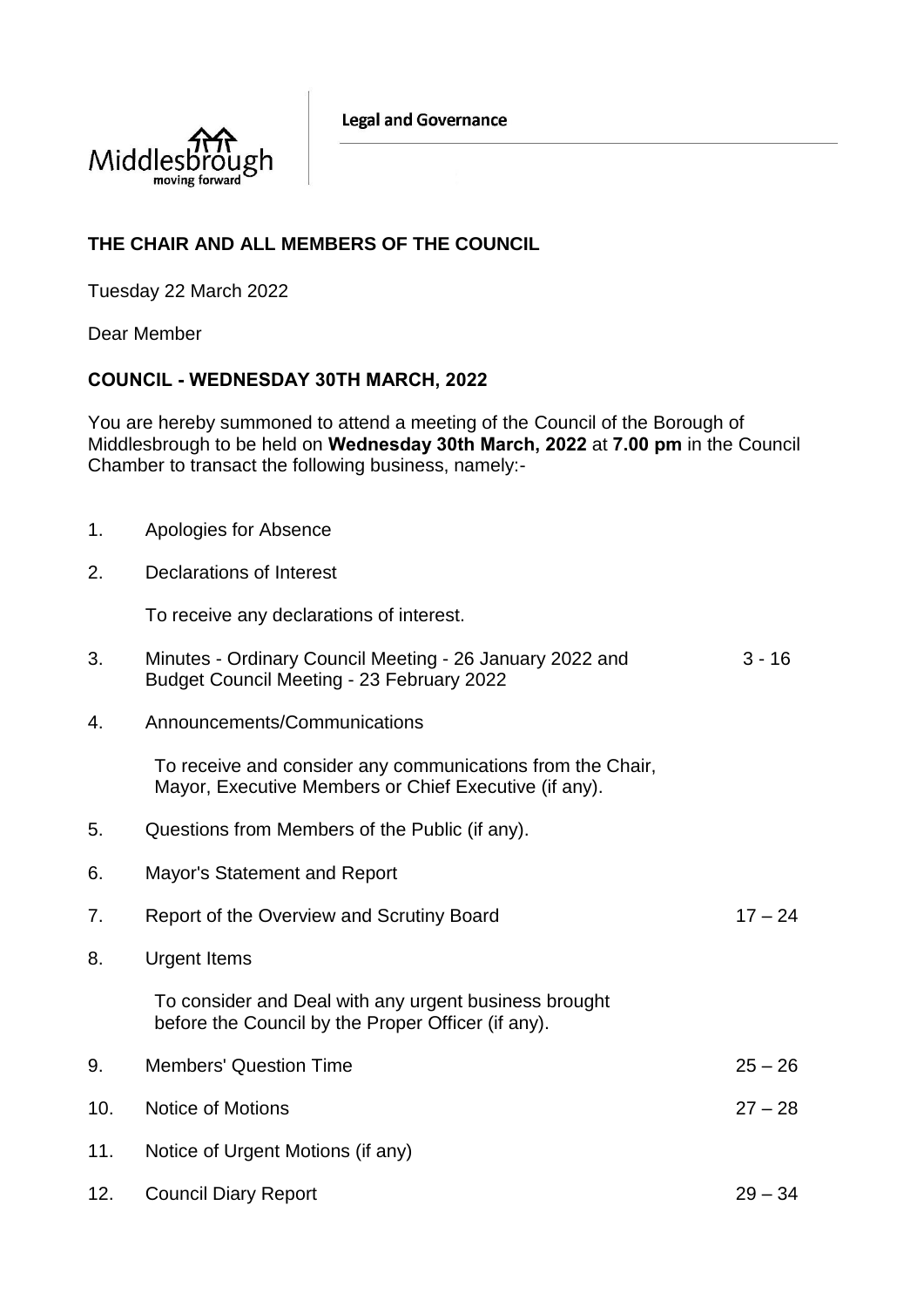Middlesbrough
moving forward

**Legal and Governance**

**THE CHAIR AND ALL MEMBERS OF THE COUNCIL**

Tuesday 22 March 2022

Dear Member

**COUNCIL - WEDNESDAY 30TH MARCH, 2022**

You are hereby summoned to attend a meeting of the Council of the Borough of Middlesbrough to be held on **Wednesday 30th March, 2022** at **7.00 pm** in the Council Chamber to transact the following business, namely:-

| | | |
|---|---|---|
| 1. | Apologies for Absence | |
| 2. | Declarations of Interest<br><br>To receive any declarations of interest. | |
| 3. | Minutes - Ordinary Council Meeting - 26 January 2022 and Budget Council Meeting - 23 February 2022 | 3 - 16 |
| 4. | Announcements/Communications<br><br>To receive and consider any communications from the Chair, Mayor, Executive Members or Chief Executive (if any). | |
| 5. | Questions from Members of the Public (if any). | |
| 6. | Mayor's Statement and Report | |
| 7. | Report of the Overview and Scrutiny Board | 17 – 24 |
| 8. | Urgent Items<br><br>To consider and Deal with any urgent business brought before the Council by the Proper Officer (if any). | |
| 9. | Members' Question Time | 25 – 26 |
| 10. | Notice of Motions | 27 – 28 |
| 11. | Notice of Urgent Motions (if any) | |
| 12. | Council Diary Report | 29 – 34 |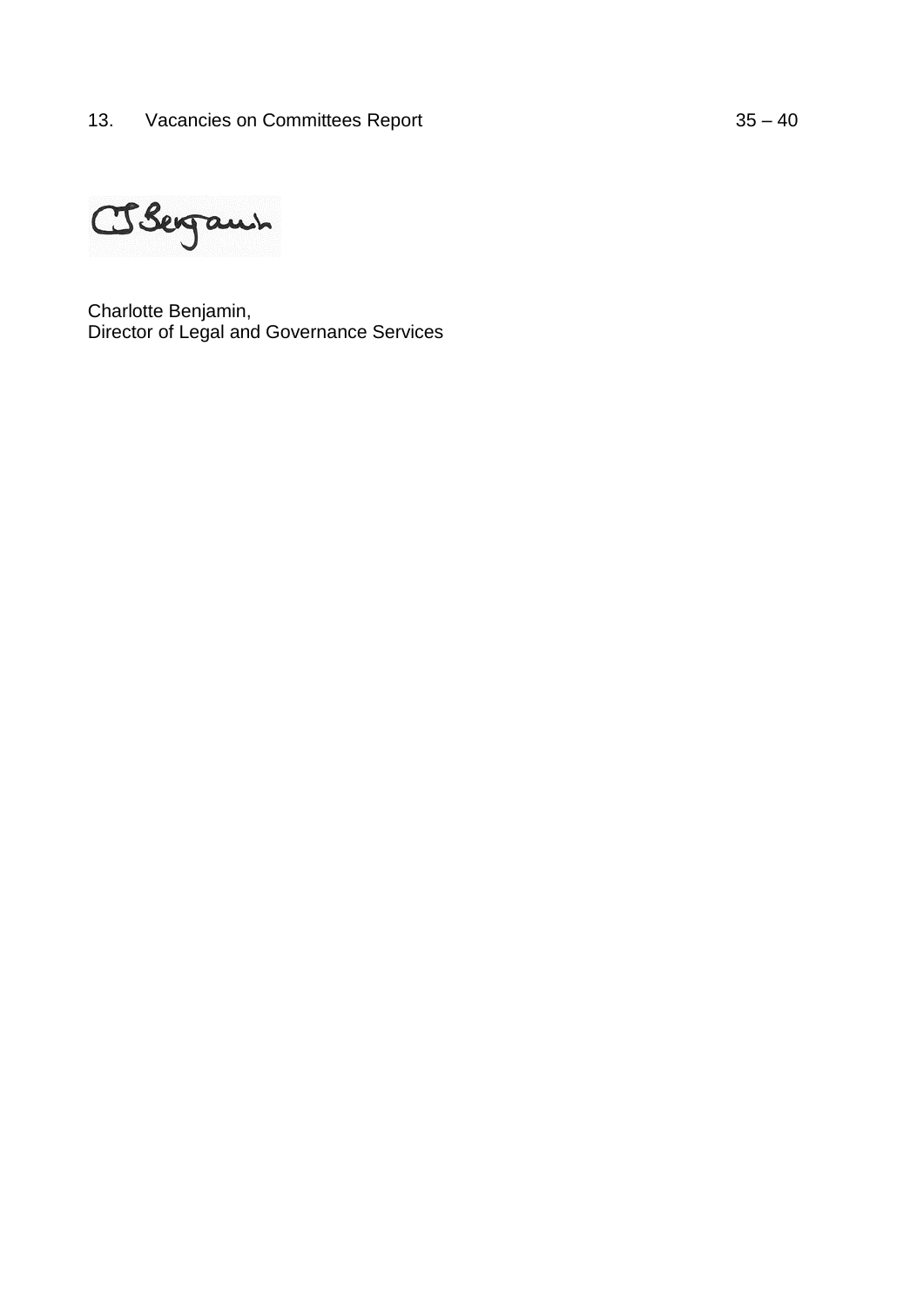13. Vacancies on Committees Report 35 – 40

Charlotte Benjamin,
Director of Legal and Governance Services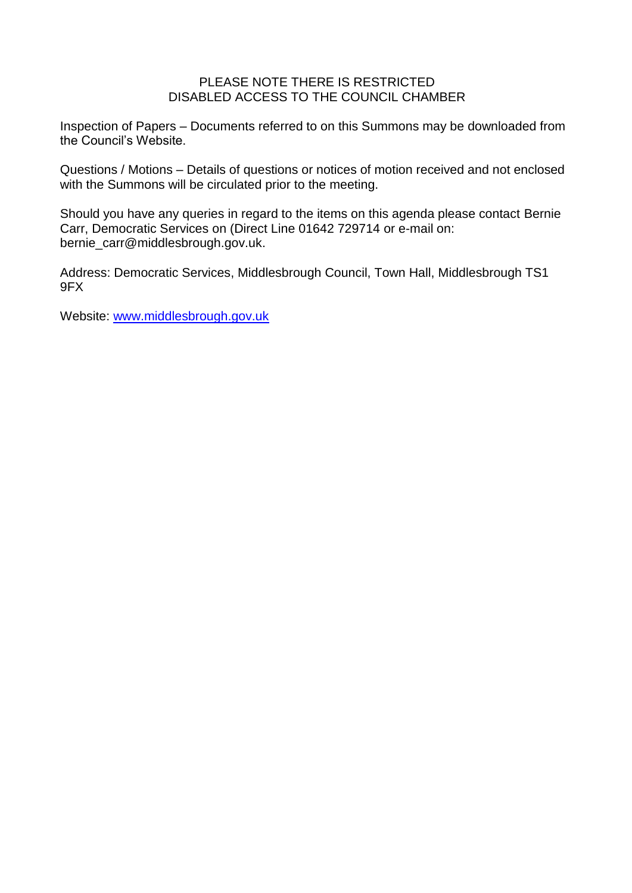PLEASE NOTE THERE IS RESTRICTED
DISABLED ACCESS TO THE COUNCIL CHAMBER

Inspection of Papers – Documents referred to on this Summons may be downloaded from the Council's Website.

Questions / Motions – Details of questions or notices of motion received and not enclosed with the Summons will be circulated prior to the meeting.

Should you have any queries in regard to the items on this agenda please contact Bernie Carr, Democratic Services on (Direct Line 01642 729714 or e-mail on: bernie_carr@middlesbrough.gov.uk.

Address: Democratic Services, Middlesbrough Council, Town Hall, Middlesbrough TS1 9FX

Website: [www.middlesbrough.gov.uk](http://www.middlesbrough.gov.uk)